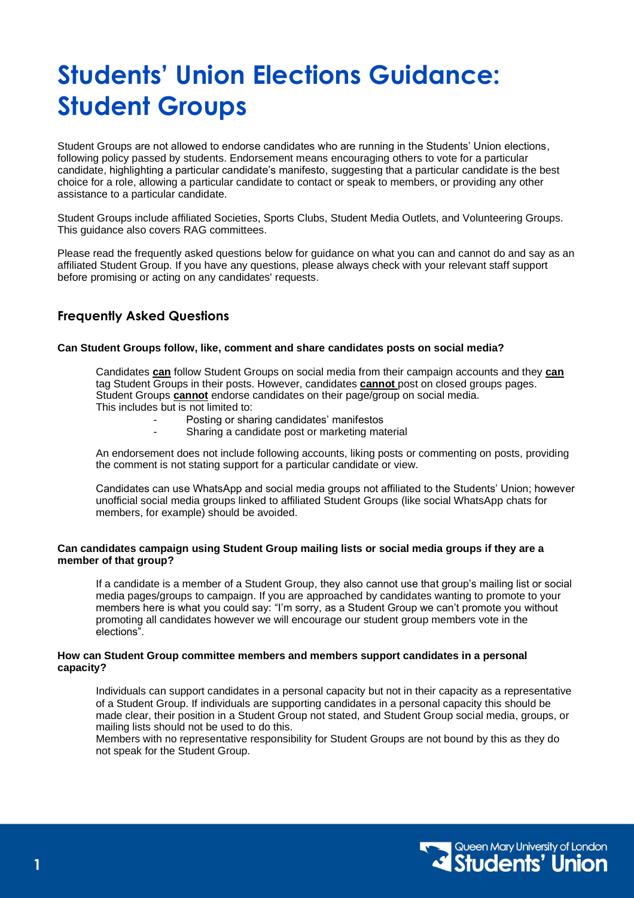# Students' Union Elections Guidance: Student Groups

Student Groups are not allowed to endorse candidates who are running in the Students' Union elections, following policy passed by students. Endorsement means encouraging others to vote for a particular candidate, highlighting a particular candidate's manifesto, suggesting that a particular candidate is the best choice for a role, allowing a particular candidate to contact or speak to members, or providing any other assistance to a particular candidate.

Student Groups include affiliated Societies, Sports Clubs, Student Media Outlets, and Volunteering Groups. This guidance also covers RAG committees.

Please read the frequently asked questions below for guidance on what you can and cannot do and say as an affiliated Student Group. If you have any questions, please always check with your relevant staff support before promising or acting on any candidates' requests.

## Frequently Asked Questions

**Can Student Groups follow, like, comment and share candidates posts on social media?**

Candidates **can** follow Student Groups on social media from their campaign accounts and they **can** tag Student Groups in their posts. However, candidates **cannot** post on closed groups pages. Student Groups **cannot** endorse candidates on their page/group on social media.
This includes but is not limited to:

- Posting or sharing candidates' manifestos
- Sharing a candidate post or marketing material

An endorsement does not include following accounts, liking posts or commenting on posts, providing the comment is not stating support for a particular candidate or view.

Candidates can use WhatsApp and social media groups not affiliated to the Students' Union; however unofficial social media groups linked to affiliated Student Groups (like social WhatsApp chats for members, for example) should be avoided.

**Can candidates campaign using Student Group mailing lists or social media groups if they are a member of that group?**

If a candidate is a member of a Student Group, they also cannot use that group's mailing list or social media pages/groups to campaign. If you are approached by candidates wanting to promote to your members here is what you could say: "I'm sorry, as a Student Group we can't promote you without promoting all candidates however we will encourage our student group members vote in the elections".

**How can Student Group committee members and members support candidates in a personal capacity?**

Individuals can support candidates in a personal capacity but not in their capacity as a representative of a Student Group. If individuals are supporting candidates in a personal capacity this should be made clear, their position in a Student Group not stated, and Student Group social media, groups, or mailing lists should not be used to do this.
Members with no representative responsibility for Student Groups are not bound by this as they do not speak for the Student Group.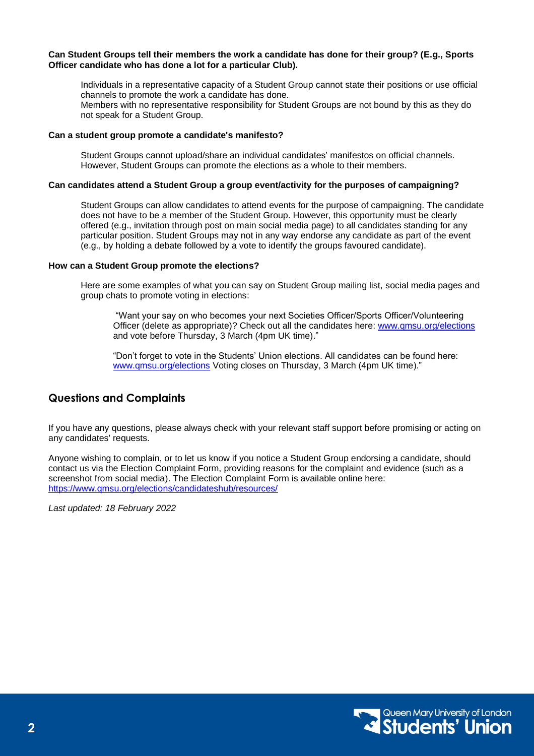**Can Student Groups tell their members the work a candidate has done for their group? (E.g., Sports Officer candidate who has done a lot for a particular Club).**

Individuals in a representative capacity of a Student Group cannot state their positions or use official channels to promote the work a candidate has done.
Members with no representative responsibility for Student Groups are not bound by this as they do not speak for a Student Group.

**Can a student group promote a candidate's manifesto?**

Student Groups cannot upload/share an individual candidates' manifestos on official channels. However, Student Groups can promote the elections as a whole to their members.

**Can candidates attend a Student Group a group event/activity for the purposes of campaigning?**

Student Groups can allow candidates to attend events for the purpose of campaigning. The candidate does not have to be a member of the Student Group. However, this opportunity must be clearly offered (e.g., invitation through post on main social media page) to all candidates standing for any particular position. Student Groups may not in any way endorse any candidate as part of the event (e.g., by holding a debate followed by a vote to identify the groups favoured candidate).

**How can a Student Group promote the elections?**

Here are some examples of what you can say on Student Group mailing list, social media pages and group chats to promote voting in elections:

> "Want your say on who becomes your next Societies Officer/Sports Officer/Volunteering Officer (delete as appropriate)? Check out all the candidates here: [www.qmsu.org/elections](www.qmsu.org/elections) and vote before Thursday, 3 March (4pm UK time)."
>
> "Don't forget to vote in the Students' Union elections. All candidates can be found here: [www.qmsu.org/elections](www.qmsu.org/elections) Voting closes on Thursday, 3 March (4pm UK time)."

## Questions and Complaints

If you have any questions, please always check with your relevant staff support before promising or acting on any candidates' requests.

Anyone wishing to complain, or to let us know if you notice a Student Group endorsing a candidate, should contact us via the Election Complaint Form, providing reasons for the complaint and evidence (such as a screenshot from social media). The Election Complaint Form is available online here: [https://www.qmsu.org/elections/candidateshub/resources/](https://www.qmsu.org/elections/candidateshub/resources/)

*Last updated: 18 February 2022*